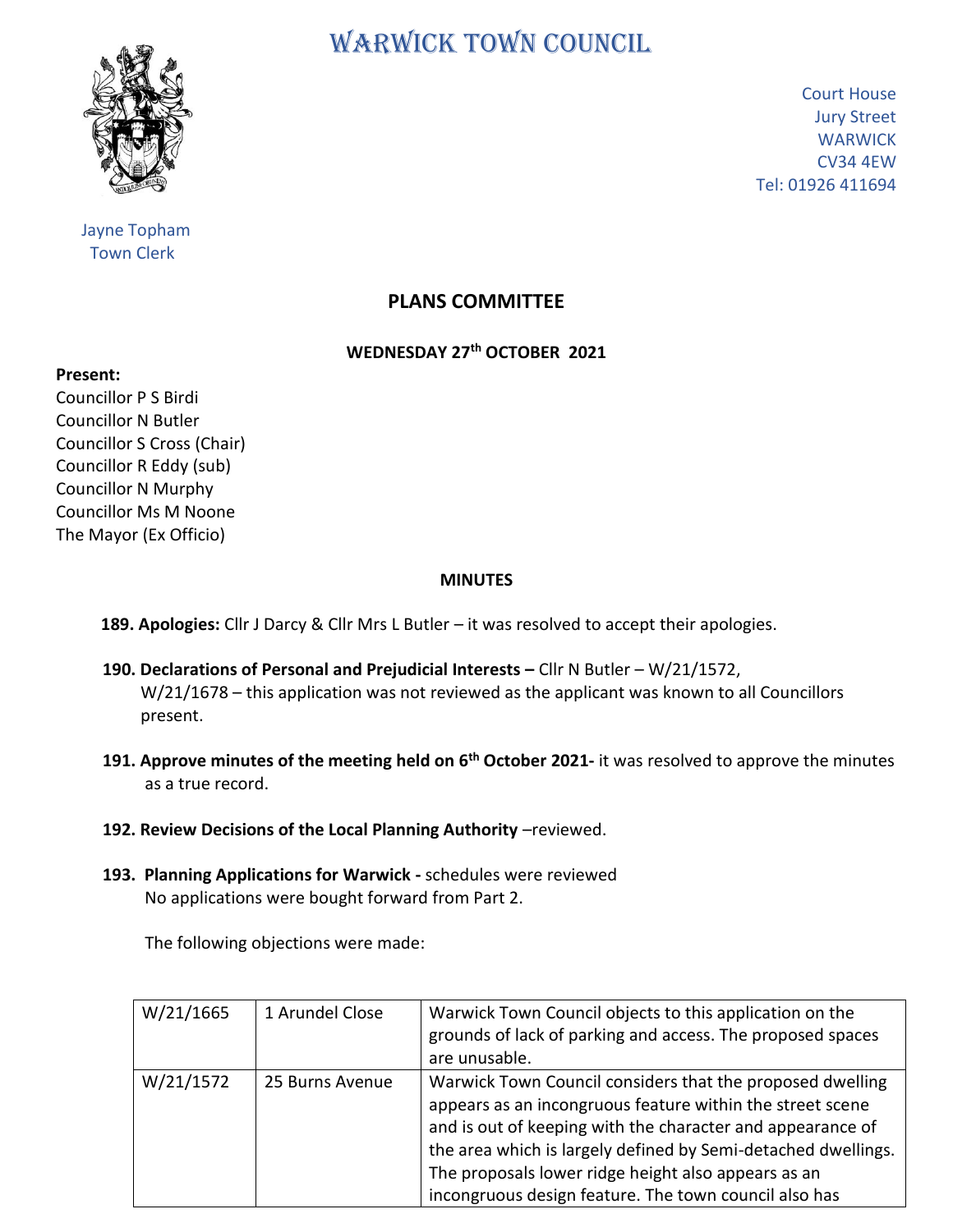# WARWICK TOWN COUNCIL

Court House
Jury Street
WARWICK
CV34 4EW
Tel: 01926 411694

Jayne Topham
Town Clerk

## PLANS COMMITTEE

**WEDNESDAY 27th OCTOBER 2021**

**Present:**
Councillor P S Birdi
Councillor N Butler
Councillor S Cross (Chair)
Councillor R Eddy (sub)
Councillor N Murphy
Councillor Ms M Noone
The Mayor (Ex Officio)

**MINUTES**

**189. Apologies:** Cllr J Darcy & Cllr Mrs L Butler – it was resolved to accept their apologies.

**190. Declarations of Personal and Prejudicial Interests –** Cllr N Butler – W/21/1572, W/21/1678 – this application was not reviewed as the applicant was known to all Councillors present.

**191. Approve minutes of the meeting held on 6th October 2021-** it was resolved to approve the minutes as a true record.

**192. Review Decisions of the Local Planning Authority** –reviewed.

**193. Planning Applications for Warwick -** schedules were reviewed
No applications were bought forward from Part 2.

The following objections were made:

| | | |
|---|---|---|
| W/21/1665 | 1 Arundel Close | Warwick Town Council objects to this application on the grounds of lack of parking and access. The proposed spaces are unusable. |
| W/21/1572 | 25 Burns Avenue | Warwick Town Council considers that the proposed dwelling appears as an incongruous feature within the street scene and is out of keeping with the character and appearance of the area which is largely defined by Semi-detached dwellings. The proposals lower ridge height also appears as an incongruous design feature. The town council also has |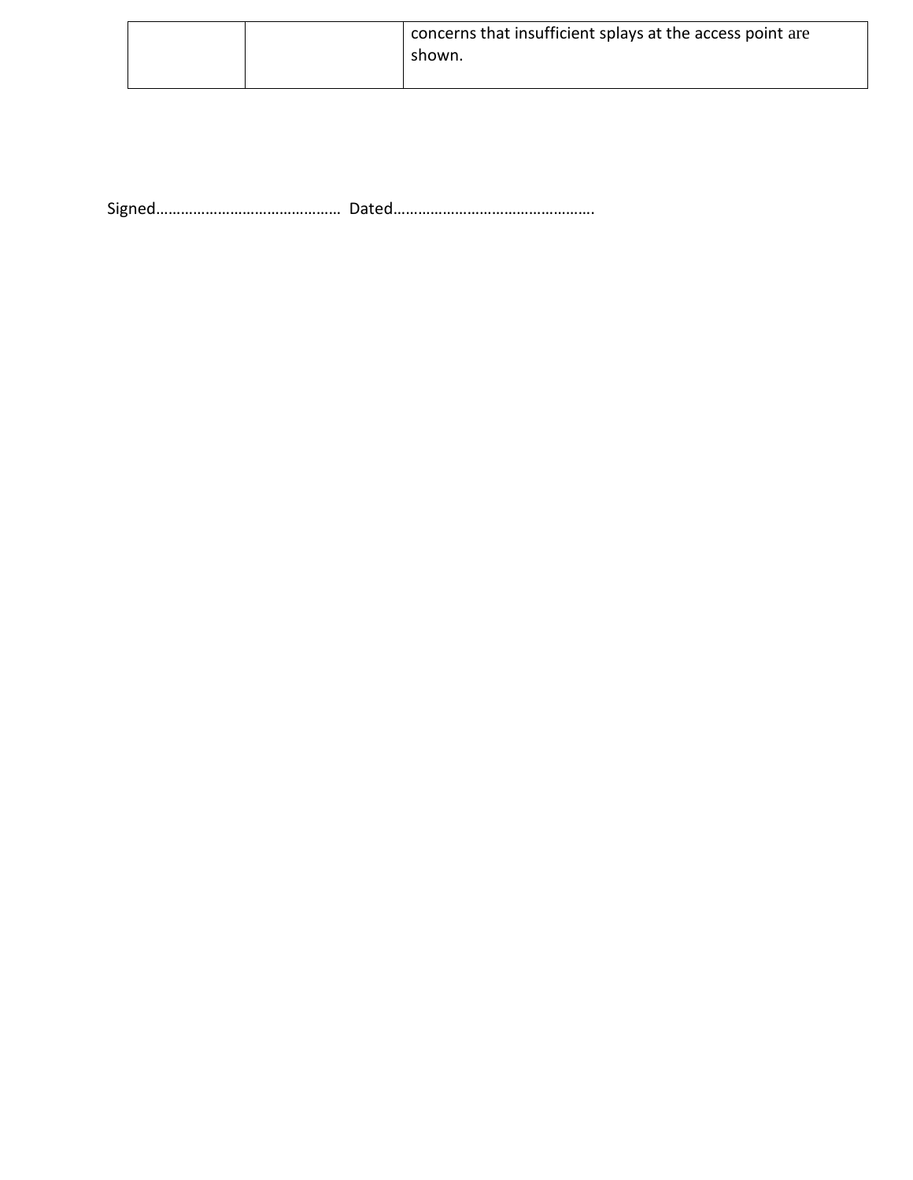| | | |
|---|---|---|
| | | concerns that insufficient splays at the access point are shown. |

Signed……………………………………… Dated………………………………………….